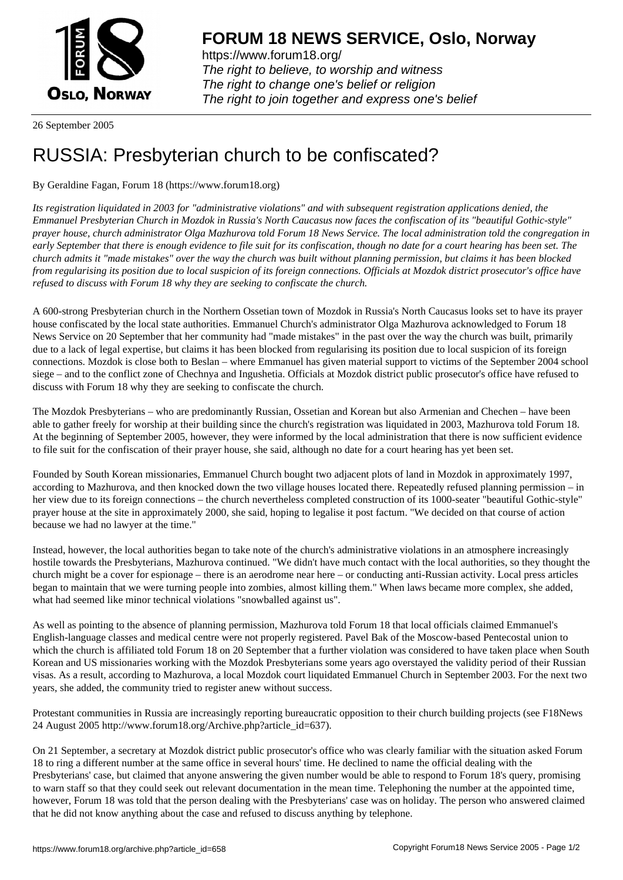# FORUM 18 NEWS SERVICE, Oslo, Norway

https://www.forum18.org/
*The right to believe, to worship and witness*
*The right to change one's belief or religion*
*The right to join together and express one's belief*

26 September 2005

# RUSSIA: Presbyterian church to be confiscated?

By Geraldine Fagan, Forum 18 (https://www.forum18.org)

*Its registration liquidated in 2003 for "administrative violations" and with subsequent registration applications denied, the Emmanuel Presbyterian Church in Mozdok in Russia's North Caucasus now faces the confiscation of its "beautiful Gothic-style" prayer house, church administrator Olga Mazhurova told Forum 18 News Service. The local administration told the congregation in early September that there is enough evidence to file suit for its confiscation, though no date for a court hearing has been set. The church admits it "made mistakes" over the way the church was built without planning permission, but claims it has been blocked from regularising its position due to local suspicion of its foreign connections. Officials at Mozdok district prosecutor's office have refused to discuss with Forum 18 why they are seeking to confiscate the church.*

A 600-strong Presbyterian church in the Northern Ossetian town of Mozdok in Russia's North Caucasus looks set to have its prayer house confiscated by the local state authorities. Emmanuel Church's administrator Olga Mazhurova acknowledged to Forum 18 News Service on 20 September that her community had "made mistakes" in the past over the way the church was built, primarily due to a lack of legal expertise, but claims it has been blocked from regularising its position due to local suspicion of its foreign connections. Mozdok is close both to Beslan – where Emmanuel has given material support to victims of the September 2004 school siege – and to the conflict zone of Chechnya and Ingushetia. Officials at Mozdok district public prosecutor's office have refused to discuss with Forum 18 why they are seeking to confiscate the church.

The Mozdok Presbyterians – who are predominantly Russian, Ossetian and Korean but also Armenian and Chechen – have been able to gather freely for worship at their building since the church's registration was liquidated in 2003, Mazhurova told Forum 18. At the beginning of September 2005, however, they were informed by the local administration that there is now sufficient evidence to file suit for the confiscation of their prayer house, she said, although no date for a court hearing has yet been set.

Founded by South Korean missionaries, Emmanuel Church bought two adjacent plots of land in Mozdok in approximately 1997, according to Mazhurova, and then knocked down the two village houses located there. Repeatedly refused planning permission – in her view due to its foreign connections – the church nevertheless completed construction of its 1000-seater "beautiful Gothic-style" prayer house at the site in approximately 2000, she said, hoping to legalise it post factum. "We decided on that course of action because we had no lawyer at the time."

Instead, however, the local authorities began to take note of the church's administrative violations in an atmosphere increasingly hostile towards the Presbyterians, Mazhurova continued. "We didn't have much contact with the local authorities, so they thought the church might be a cover for espionage – there is an aerodrome near here – or conducting anti-Russian activity. Local press articles began to maintain that we were turning people into zombies, almost killing them." When laws became more complex, she added, what had seemed like minor technical violations "snowballed against us".

As well as pointing to the absence of planning permission, Mazhurova told Forum 18 that local officials claimed Emmanuel's English-language classes and medical centre were not properly registered. Pavel Bak of the Moscow-based Pentecostal union to which the church is affiliated told Forum 18 on 20 September that a further violation was considered to have taken place when South Korean and US missionaries working with the Mozdok Presbyterians some years ago overstayed the validity period of their Russian visas. As a result, according to Mazhurova, a local Mozdok court liquidated Emmanuel Church in September 2003. For the next two years, she added, the community tried to register anew without success.

Protestant communities in Russia are increasingly reporting bureaucratic opposition to their church building projects (see F18News 24 August 2005 http://www.forum18.org/Archive.php?article_id=637).

On 21 September, a secretary at Mozdok district public prosecutor's office who was clearly familiar with the situation asked Forum 18 to ring a different number at the same office in several hours' time. He declined to name the official dealing with the Presbyterians' case, but claimed that anyone answering the given number would be able to respond to Forum 18's query, promising to warn staff so that they could seek out relevant documentation in the mean time. Telephoning the number at the appointed time, however, Forum 18 was told that the person dealing with the Presbyterians' case was on holiday. The person who answered claimed that he did not know anything about the case and refused to discuss anything by telephone.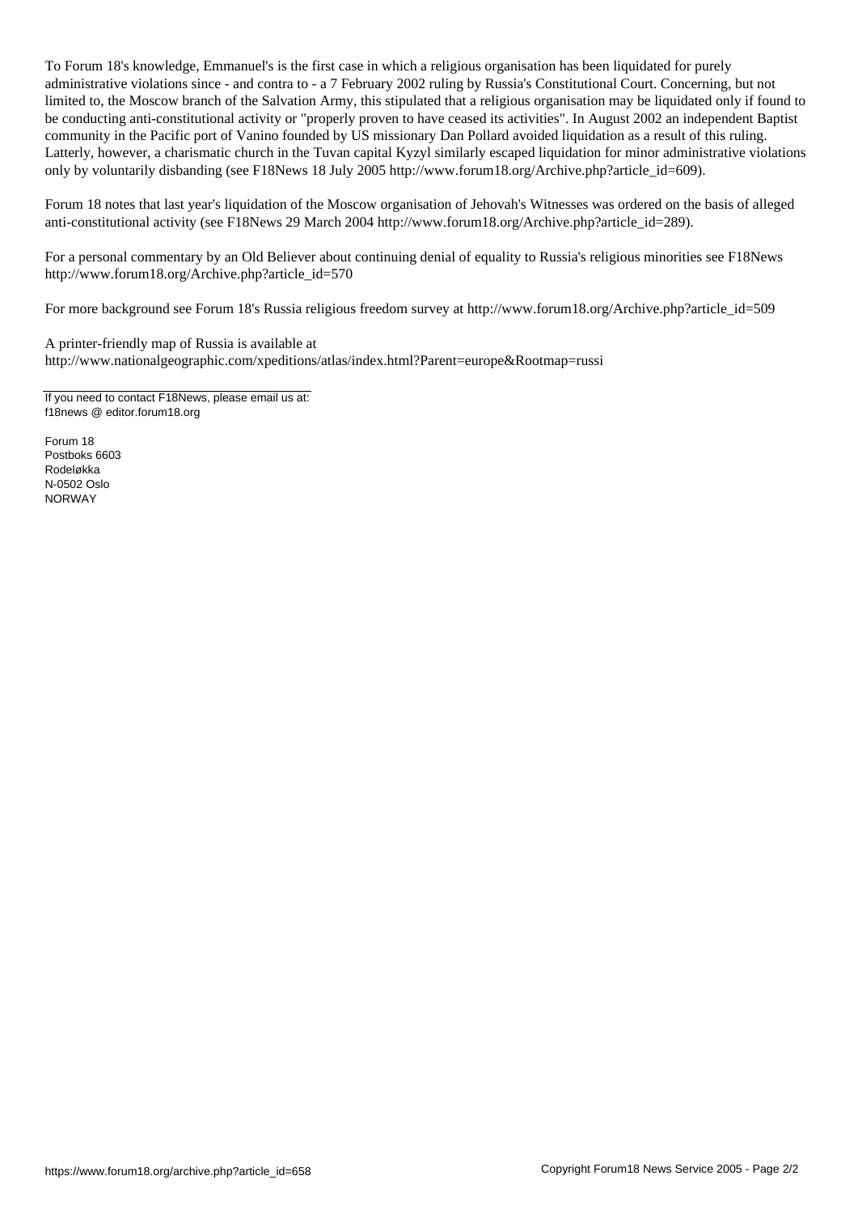To Forum 18's knowledge, Emmanuel's is the first case in which a religious organisation has been liquidated for purely administrative violations since - and contra to - a 7 February 2002 ruling by Russia's Constitutional Court. Concerning, but not limited to, the Moscow branch of the Salvation Army, this stipulated that a religious organisation may be liquidated only if found to be conducting anti-constitutional activity or "properly proven to have ceased its activities". In August 2002 an independent Baptist community in the Pacific port of Vanino founded by US missionary Dan Pollard avoided liquidation as a result of this ruling. Latterly, however, a charismatic church in the Tuvan capital Kyzyl similarly escaped liquidation for minor administrative violations only by voluntarily disbanding (see F18News 18 July 2005 http://www.forum18.org/Archive.php?article_id=609).

Forum 18 notes that last year's liquidation of the Moscow organisation of Jehovah's Witnesses was ordered on the basis of alleged anti-constitutional activity (see F18News 29 March 2004 http://www.forum18.org/Archive.php?article_id=289).

For a personal commentary by an Old Believer about continuing denial of equality to Russia's religious minorities see F18News http://www.forum18.org/Archive.php?article_id=570

For more background see Forum 18's Russia religious freedom survey at http://www.forum18.org/Archive.php?article_id=509

A printer-friendly map of Russia is available at
http://www.nationalgeographic.com/xpeditions/atlas/index.html?Parent=europe&Rootmap=russi

If you need to contact F18News, please email us at:
f18news @ editor.forum18.org

Forum 18
Postboks 6603
Rodeløkka
N-0502 Oslo
NORWAY